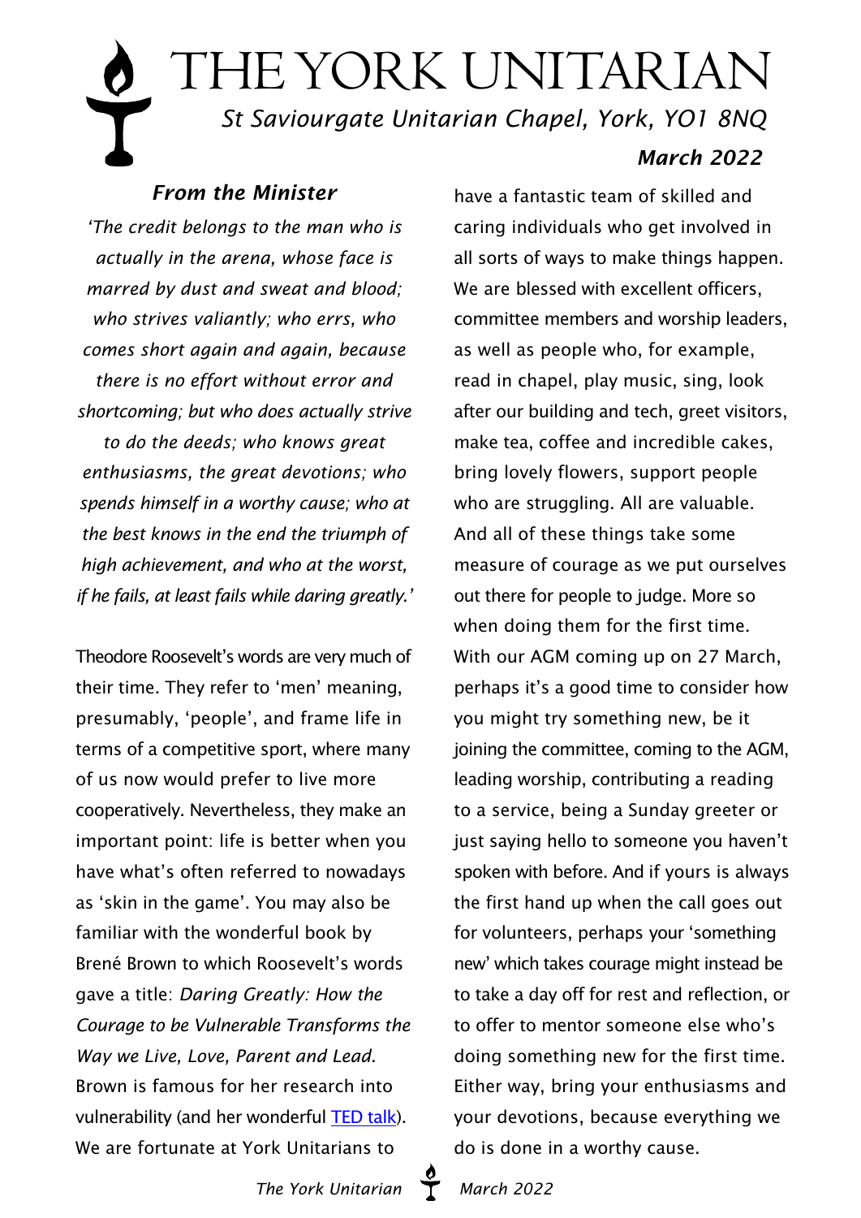# THE YORK UNITARIAN

*St Saviourgate Unitarian Chapel, York, YO1 8NQ*

***March 2022***

### *From the Minister*

*'The credit belongs to the man who is actually in the arena, whose face is marred by dust and sweat and blood; who strives valiantly; who errs, who comes short again and again, because there is no effort without error and shortcoming; but who does actually strive to do the deeds; who knows great enthusiasms, the great devotions; who spends himself in a worthy cause; who at the best knows in the end the triumph of high achievement, and who at the worst, if he fails, at least fails while daring greatly.'*

Theodore Roosevelt's words are very much of their time. They refer to 'men' meaning, presumably, 'people', and frame life in terms of a competitive sport, where many of us now would prefer to live more cooperatively. Nevertheless, they make an important point: life is better when you have what's often referred to nowadays as 'skin in the game'. You may also be familiar with the wonderful book by Brené Brown to which Roosevelt's words gave a title: *Daring Greatly: How the Courage to be Vulnerable Transforms the Way we Live, Love, Parent and Lead*. Brown is famous for her research into vulnerability (and her wonderful TED talk). We are fortunate at York Unitarians to have a fantastic team of skilled and caring individuals who get involved in all sorts of ways to make things happen. We are blessed with excellent officers, committee members and worship leaders, as well as people who, for example, read in chapel, play music, sing, look after our building and tech, greet visitors, make tea, coffee and incredible cakes, bring lovely flowers, support people who are struggling. All are valuable. And all of these things take some measure of courage as we put ourselves out there for people to judge. More so when doing them for the first time. With our AGM coming up on 27 March, perhaps it's a good time to consider how you might try something new, be it joining the committee, coming to the AGM, leading worship, contributing a reading to a service, being a Sunday greeter or just saying hello to someone you haven't spoken with before. And if yours is always the first hand up when the call goes out for volunteers, perhaps your 'something new' which takes courage might instead be to take a day off for rest and reflection, or to offer to mentor someone else who's doing something new for the first time. Either way, bring your enthusiasms and your devotions, because everything we do is done in a worthy cause.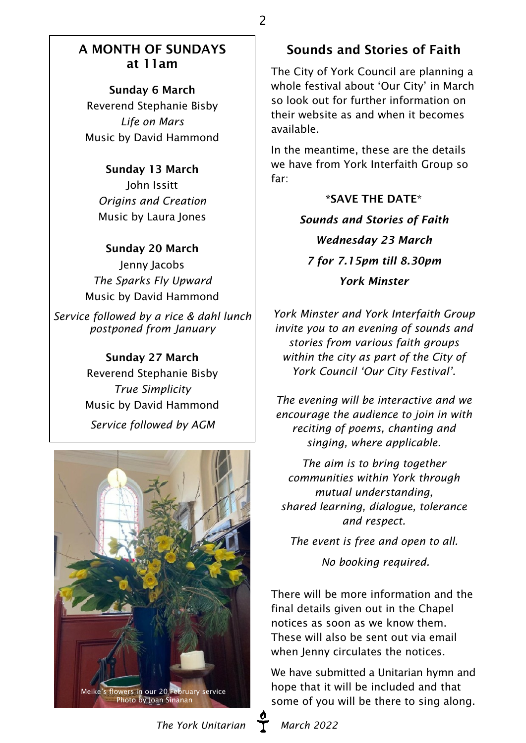## A MONTH OF SUNDAYS at 11am

**Sunday 6 March**
Reverend Stephanie Bisby
*Life on Mars*
Music by David Hammond

**Sunday 13 March**
John Issitt
*Origins and Creation*
Music by Laura Jones

**Sunday 20 March**
Jenny Jacobs
*The Sparks Fly Upward*
Music by David Hammond

*Service followed by a rice & dahl lunch postponed from January*

**Sunday 27 March**
Reverend Stephanie Bisby
*True Simplicity*
Music by David Hammond

*Service followed by AGM*

Meike's flowers in our 20 February service
Photo by Joan Sinanan

## Sounds and Stories of Faith

The City of York Council are planning a whole festival about 'Our City' in March so look out for further information on their website as and when it becomes available.

In the meantime, these are the details we have from York Interfaith Group so far:

**\*SAVE THE DATE\***

***Sounds and Stories of Faith***

***Wednesday 23 March***

***7 for 7.15pm till 8.30pm***

***York Minster***

*York Minster and York Interfaith Group invite you to an evening of sounds and stories from various faith groups within the city as part of the City of York Council 'Our City Festival'.*

*The evening will be interactive and we encourage the audience to join in with reciting of poems, chanting and singing, where applicable.*

*The aim is to bring together communities within York through mutual understanding, shared learning, dialogue, tolerance and respect.*

*The event is free and open to all.*

*No booking required.*

There will be more information and the final details given out in the Chapel notices as soon as we know them. These will also be sent out via email when Jenny circulates the notices.

We have submitted a Unitarian hymn and hope that it will be included and that some of you will be there to sing along.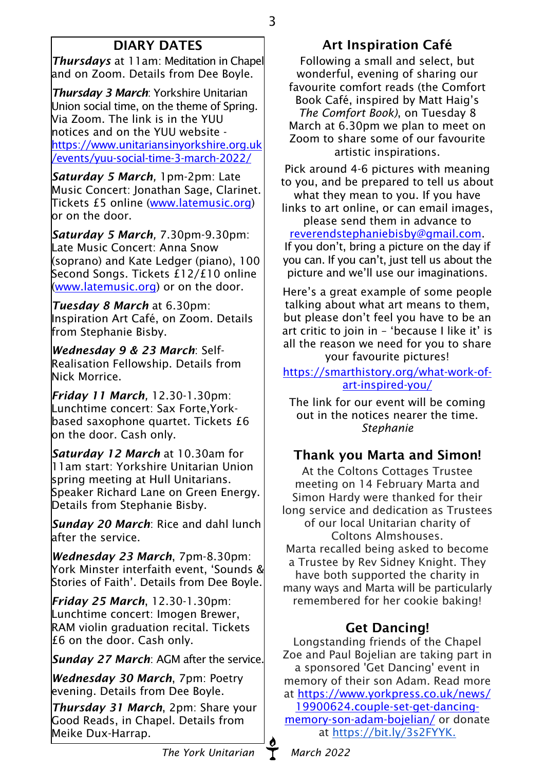## DIARY DATES

***Thursdays*** at 11am: Meditation in Chapel and on Zoom. Details from Dee Boyle.

***Thursday 3 March***: Yorkshire Unitarian Union social time, on the theme of Spring. Via Zoom. The link is in the YUU notices and on the YUU website - https://www.unitariansinyorkshire.org.uk/events/yuu-social-time-3-march-2022/

***Saturday 5 March***, 1pm-2pm: Late Music Concert: Jonathan Sage, Clarinet. Tickets £5 online (www.latemusic.org) or on the door.

***Saturday 5 March***, 7.30pm-9.30pm: Late Music Concert: Anna Snow (soprano) and Kate Ledger (piano), 100 Second Songs. Tickets £12/£10 online (www.latemusic.org) or on the door.

***Tuesday 8 March*** at 6.30pm: Inspiration Art Café, on Zoom. Details from Stephanie Bisby.

***Wednesday 9 & 23 March***: Self-Realisation Fellowship. Details from Nick Morrice.

***Friday 11 March***, 12.30-1.30pm: Lunchtime concert: Sax Forte,York-based saxophone quartet. Tickets £6 on the door. Cash only.

***Saturday 12 March*** at 10.30am for 11am start: Yorkshire Unitarian Union spring meeting at Hull Unitarians. Speaker Richard Lane on Green Energy. Details from Stephanie Bisby.

***Sunday 20 March***: Rice and dahl lunch after the service.

***Wednesday 23 March***, 7pm-8.30pm: York Minster interfaith event, 'Sounds & Stories of Faith'. Details from Dee Boyle.

***Friday 25 March***, 12.30-1.30pm: Lunchtime concert: Imogen Brewer, RAM violin graduation recital. Tickets £6 on the door. Cash only.

***Sunday 27 March***: AGM after the service.

***Wednesday 30 March***, 7pm: Poetry evening. Details from Dee Boyle.

***Thursday 31 March***, 2pm: Share your Good Reads, in Chapel. Details from Meike Dux-Harrap.

## Art Inspiration Café

Following a small and select, but wonderful, evening of sharing our favourite comfort reads (the Comfort Book Café, inspired by Matt Haig's *The Comfort Book*), on Tuesday 8 March at 6.30pm we plan to meet on Zoom to share some of our favourite artistic inspirations.

Pick around 4-6 pictures with meaning to you, and be prepared to tell us about what they mean to you. If you have links to art online, or can email images, please send them in advance to reverendstephaniebisby@gmail.com. If you don't, bring a picture on the day if you can. If you can't, just tell us about the picture and we'll use our imaginations.

Here's a great example of some people talking about what art means to them, but please don't feel you have to be an art critic to join in – 'because I like it' is all the reason we need for you to share your favourite pictures!

https://smarthistory.org/what-work-of-art-inspired-you/

The link for our event will be coming out in the notices nearer the time.
*Stephanie*

## Thank you Marta and Simon!

At the Coltons Cottages Trustee meeting on 14 February Marta and Simon Hardy were thanked for their long service and dedication as Trustees of our local Unitarian charity of Coltons Almshouses.
Marta recalled being asked to become a Trustee by Rev Sidney Knight. They have both supported the charity in many ways and Marta will be particularly remembered for her cookie baking!

## Get Dancing!

Longstanding friends of the Chapel Zoe and Paul Bojelian are taking part in a sponsored 'Get Dancing' event in memory of their son Adam. Read more at https://www.yorkpress.co.uk/news/19900624.couple-set-get-dancing-memory-son-adam-bojelian/ or donate at https://bit.ly/3s2FYYK.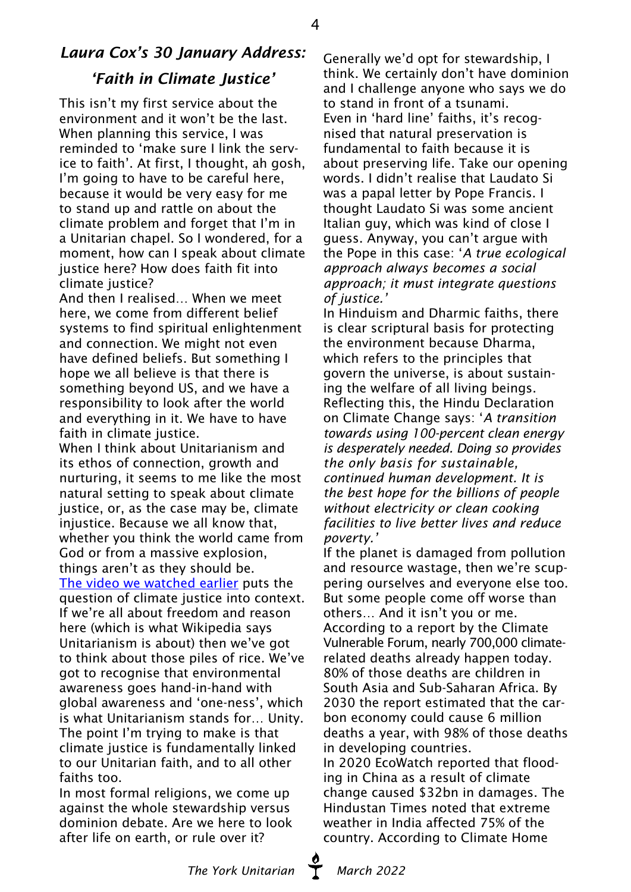## *Laura Cox's 30 January Address: 'Faith in Climate Justice'*

This isn't my first service about the environment and it won't be the last. When planning this service, I was reminded to 'make sure I link the service to faith'. At first, I thought, ah gosh, I'm going to have to be careful here, because it would be very easy for me to stand up and rattle on about the climate problem and forget that I'm in a Unitarian chapel. So I wondered, for a moment, how can I speak about climate justice here? How does faith fit into climate justice?

And then I realised… When we meet here, we come from different belief systems to find spiritual enlightenment and connection. We might not even have defined beliefs. But something I hope we all believe is that there is something beyond US, and we have a responsibility to look after the world and everything in it. We have to have faith in climate justice.

When I think about Unitarianism and its ethos of connection, growth and nurturing, it seems to me like the most natural setting to speak about climate justice, or, as the case may be, climate injustice. Because we all know that, whether you think the world came from God or from a massive explosion, things aren't as they should be.

The video we watched earlier puts the question of climate justice into context. If we're all about freedom and reason here (which is what Wikipedia says Unitarianism is about) then we've got to think about those piles of rice. We've got to recognise that environmental awareness goes hand-in-hand with global awareness and 'one-ness', which is what Unitarianism stands for… Unity. The point I'm trying to make is that climate justice is fundamentally linked to our Unitarian faith, and to all other faiths too.

In most formal religions, we come up against the whole stewardship versus dominion debate. Are we here to look after life on earth, or rule over it? Generally we'd opt for stewardship, I think. We certainly don't have dominion and I challenge anyone who says we do to stand in front of a tsunami.

Even in 'hard line' faiths, it's recognised that natural preservation is fundamental to faith because it is about preserving life. Take our opening words. I didn't realise that Laudato Si was a papal letter by Pope Francis. I thought Laudato Si was some ancient Italian guy, which was kind of close I guess. Anyway, you can't argue with the Pope in this case: '*A true ecological approach always becomes a social approach; it must integrate questions of justice.*'

In Hinduism and Dharmic faiths, there is clear scriptural basis for protecting the environment because Dharma, which refers to the principles that govern the universe, is about sustaining the welfare of all living beings. Reflecting this, the Hindu Declaration on Climate Change says: '*A transition towards using 100-percent clean energy is desperately needed. Doing so provides the only basis for sustainable, continued human development. It is the best hope for the billions of people without electricity or clean cooking facilities to live better lives and reduce poverty.*'

If the planet is damaged from pollution and resource wastage, then we're scuppering ourselves and everyone else too. But some people come off worse than others… And it isn't you or me.

According to a report by the Climate Vulnerable Forum, nearly 700,000 climate-related deaths already happen today. 80% of those deaths are children in South Asia and Sub-Saharan Africa. By 2030 the report estimated that the carbon economy could cause 6 million deaths a year, with 98% of those deaths in developing countries.

In 2020 EcoWatch reported that flooding in China as a result of climate change caused $32bn in damages. The Hindustan Times noted that extreme weather in India affected 75% of the country. According to Climate Home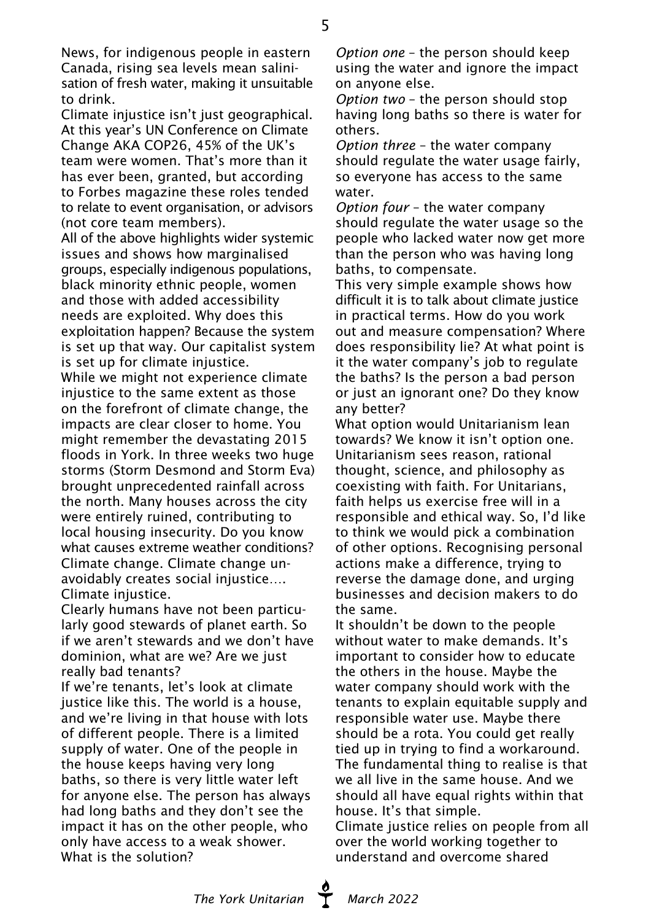News, for indigenous people in eastern Canada, rising sea levels mean salinisation of fresh water, making it unsuitable to drink.

Climate injustice isn't just geographical. At this year's UN Conference on Climate Change AKA COP26, 45% of the UK's team were women. That's more than it has ever been, granted, but according to Forbes magazine these roles tended to relate to event organisation, or advisors (not core team members).

All of the above highlights wider systemic issues and shows how marginalised groups, especially indigenous populations, black minority ethnic people, women and those with added accessibility needs are exploited. Why does this exploitation happen? Because the system is set up that way. Our capitalist system is set up for climate injustice.

While we might not experience climate injustice to the same extent as those on the forefront of climate change, the impacts are clear closer to home. You might remember the devastating 2015 floods in York. In three weeks two huge storms (Storm Desmond and Storm Eva) brought unprecedented rainfall across the north. Many houses across the city were entirely ruined, contributing to local housing insecurity. Do you know what causes extreme weather conditions? Climate change. Climate change unavoidably creates social injustice…. Climate injustice.

Clearly humans have not been particularly good stewards of planet earth. So if we aren't stewards and we don't have dominion, what are we? Are we just really bad tenants?

If we're tenants, let's look at climate justice like this. The world is a house, and we're living in that house with lots of different people. There is a limited supply of water. One of the people in the house keeps having very long baths, so there is very little water left for anyone else. The person has always had long baths and they don't see the impact it has on the other people, who only have access to a weak shower. What is the solution?

*Option one* – the person should keep using the water and ignore the impact on anyone else.

*Option two* – the person should stop having long baths so there is water for others.

*Option three* – the water company should regulate the water usage fairly, so everyone has access to the same water.

*Option four* – the water company should regulate the water usage so the people who lacked water now get more than the person who was having long baths, to compensate.

This very simple example shows how difficult it is to talk about climate justice in practical terms. How do you work out and measure compensation? Where does responsibility lie? At what point is it the water company's job to regulate the baths? Is the person a bad person or just an ignorant one? Do they know any better?

What option would Unitarianism lean towards? We know it isn't option one. Unitarianism sees reason, rational thought, science, and philosophy as coexisting with faith. For Unitarians, faith helps us exercise free will in a responsible and ethical way. So, I'd like to think we would pick a combination of other options. Recognising personal actions make a difference, trying to reverse the damage done, and urging businesses and decision makers to do the same.

It shouldn't be down to the people without water to make demands. It's important to consider how to educate the others in the house. Maybe the water company should work with the tenants to explain equitable supply and responsible water use. Maybe there should be a rota. You could get really tied up in trying to find a workaround. The fundamental thing to realise is that we all live in the same house. And we should all have equal rights within that house. It's that simple.

Climate justice relies on people from all over the world working together to understand and overcome shared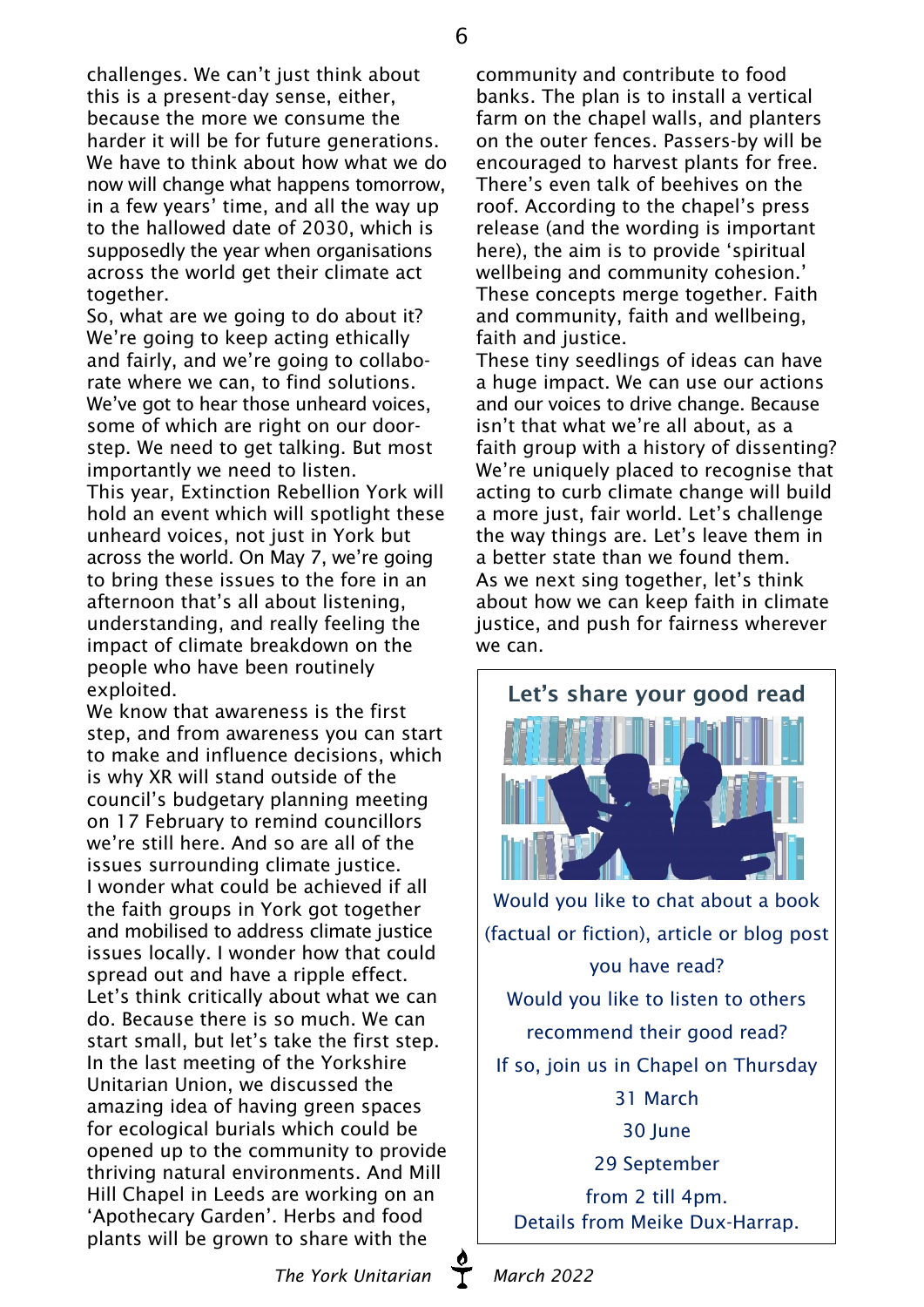challenges. We can't just think about this is a present-day sense, either, because the more we consume the harder it will be for future generations. We have to think about how what we do now will change what happens tomorrow, in a few years' time, and all the way up to the hallowed date of 2030, which is supposedly the year when organisations across the world get their climate act together.

So, what are we going to do about it? We're going to keep acting ethically and fairly, and we're going to collaborate where we can, to find solutions. We've got to hear those unheard voices, some of which are right on our doorstep. We need to get talking. But most importantly we need to listen.

This year, Extinction Rebellion York will hold an event which will spotlight these unheard voices, not just in York but across the world. On May 7, we're going to bring these issues to the fore in an afternoon that's all about listening, understanding, and really feeling the impact of climate breakdown on the people who have been routinely exploited.

We know that awareness is the first step, and from awareness you can start to make and influence decisions, which is why XR will stand outside of the council's budgetary planning meeting on 17 February to remind councillors we're still here. And so are all of the issues surrounding climate justice.

I wonder what could be achieved if all the faith groups in York got together and mobilised to address climate justice issues locally. I wonder how that could spread out and have a ripple effect.

Let's think critically about what we can do. Because there is so much. We can start small, but let's take the first step.

In the last meeting of the Yorkshire Unitarian Union, we discussed the amazing idea of having green spaces for ecological burials which could be opened up to the community to provide thriving natural environments. And Mill Hill Chapel in Leeds are working on an 'Apothecary Garden'. Herbs and food plants will be grown to share with the community and contribute to food banks. The plan is to install a vertical farm on the chapel walls, and planters on the outer fences. Passers-by will be encouraged to harvest plants for free. There's even talk of beehives on the roof. According to the chapel's press release (and the wording is important here), the aim is to provide 'spiritual wellbeing and community cohesion.' These concepts merge together. Faith and community, faith and wellbeing, faith and justice.

These tiny seedlings of ideas can have a huge impact. We can use our actions and our voices to drive change. Because isn't that what we're all about, as a faith group with a history of dissenting? We're uniquely placed to recognise that acting to curb climate change will build a more just, fair world. Let's challenge the way things are. Let's leave them in a better state than we found them.

As we next sing together, let's think about how we can keep faith in climate justice, and push for fairness wherever we can.

## Let's share your good read

Would you like to chat about a book (factual or fiction), article or blog post you have read?

Would you like to listen to others recommend their good read?

If so, join us in Chapel on Thursday

31 March

30 June

29 September

from 2 till 4pm.

Details from Meike Dux-Harrap.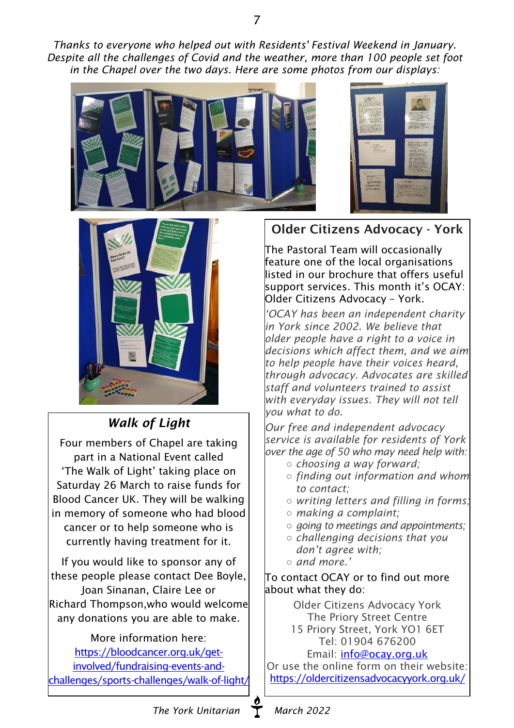*Thanks to everyone who helped out with Residents' Festival Weekend in January. Despite all the challenges of Covid and the weather, more than 100 people set foot in the Chapel over the two days. Here are some photos from our displays:*

## *Walk of Light*

Four members of Chapel are taking part in a National Event called 'The Walk of Light' taking place on Saturday 26 March to raise funds for Blood Cancer UK. They will be walking in memory of someone who had blood cancer or to help someone who is currently having treatment for it.

If you would like to sponsor any of these people please contact Dee Boyle, Joan Sinanan, Claire Lee or Richard Thompson,who would welcome any donations you are able to make.

More information here:
https://bloodcancer.org.uk/get-involved/fundraising-events-and-challenges/sports-challenges/walk-of-light/

## Older Citizens Advocacy - York

The Pastoral Team will occasionally feature one of the local organisations listed in our brochure that offers useful support services. This month it's OCAY: Older Citizens Advocacy – York.

*'OCAY has been an independent charity in York since 2002. We believe that older people have a right to a voice in decisions which affect them, and we aim to help people have their voices heard, through advocacy. Advocates are skilled staff and volunteers trained to assist with everyday issues. They will not tell you what to do.*

*Our free and independent advocacy service is available for residents of York over the age of 50 who may need help with:*

- *choosing a way forward;*
- *finding out information and whom to contact;*
- *writing letters and filling in forms;*
- *making a complaint;*
- *going to meetings and appointments;*
- *challenging decisions that you don't agree with;*
- *and more.'*

To contact OCAY or to find out more about what they do:

Older Citizens Advocacy York
The Priory Street Centre
15 Priory Street, York YO1 6ET
Tel: 01904 676200
Email: info@ocay.org.uk
Or use the online form on their website:
https://oldercitizensadvocacyyork.org.uk/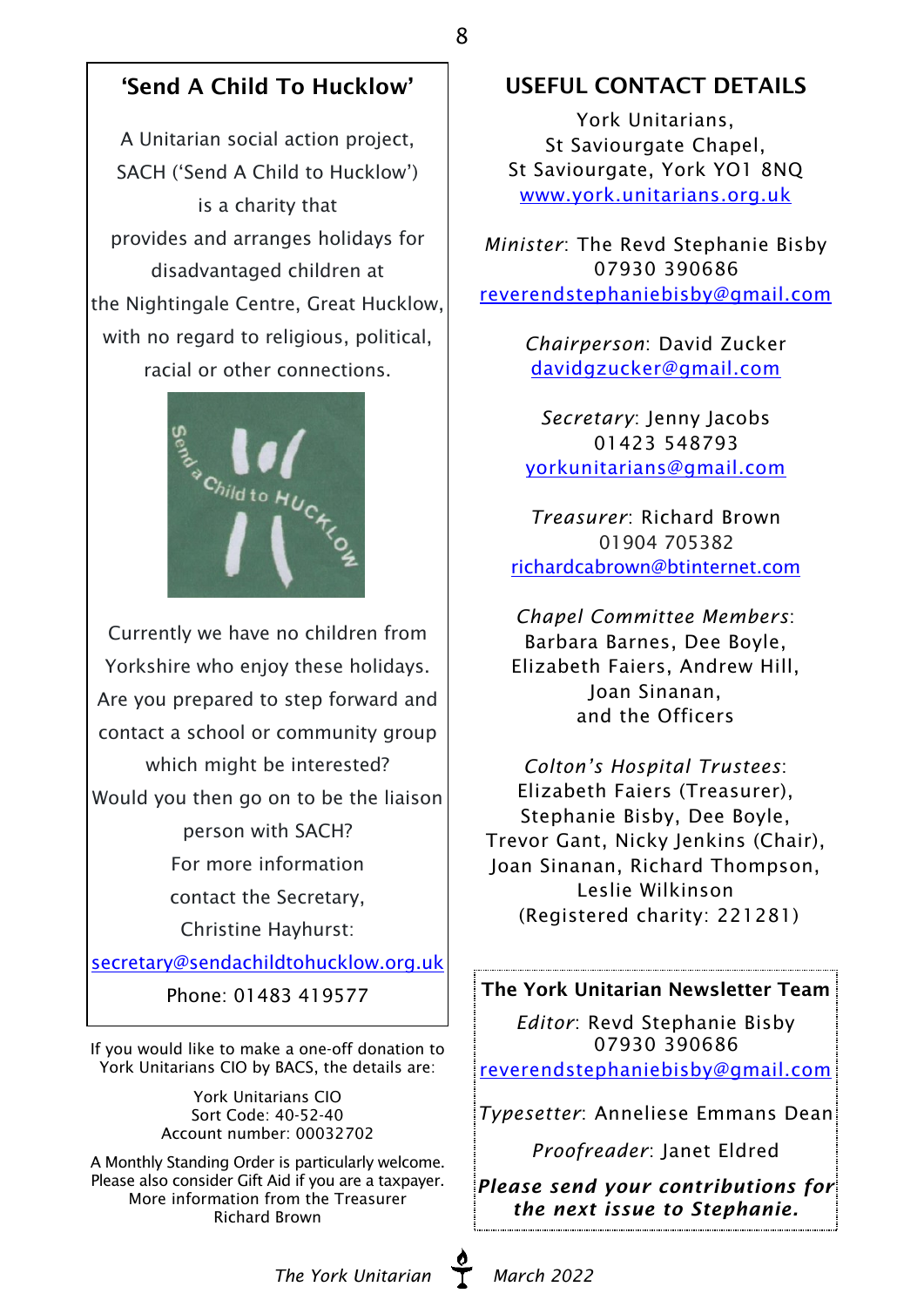## 'Send A Child To Hucklow'

A Unitarian social action project, SACH ('Send A Child to Hucklow') is a charity that provides and arranges holidays for disadvantaged children at the Nightingale Centre, Great Hucklow, with no regard to religious, political, racial or other connections.

Currently we have no children from Yorkshire who enjoy these holidays. Are you prepared to step forward and contact a school or community group which might be interested? Would you then go on to be the liaison person with SACH? For more information contact the Secretary, Christine Hayhurst:

secretary@sendachildtohucklow.org.uk

Phone: 01483 419577

If you would like to make a one-off donation to York Unitarians CIO by BACS, the details are:

York Unitarians CIO
Sort Code: 40-52-40
Account number: 00032702

A Monthly Standing Order is particularly welcome. Please also consider Gift Aid if you are a taxpayer. More information from the Treasurer Richard Brown

## USEFUL CONTACT DETAILS

York Unitarians,
St Saviourgate Chapel,
St Saviourgate, York YO1 8NQ
www.york.unitarians.org.uk

*Minister*: The Revd Stephanie Bisby
07930 390686
reverendstephaniebisby@gmail.com

*Chairperson*: David Zucker
davidgzucker@gmail.com

*Secretary*: Jenny Jacobs
01423 548793
yorkunitarians@gmail.com

*Treasurer*: Richard Brown
01904 705382
richardcabrown@btinternet.com

*Chapel Committee Members*:
Barbara Barnes, Dee Boyle, Elizabeth Faiers, Andrew Hill, Joan Sinanan, and the Officers

*Colton's Hospital Trustees*:
Elizabeth Faiers (Treasurer), Stephanie Bisby, Dee Boyle, Trevor Gant, Nicky Jenkins (Chair), Joan Sinanan, Richard Thompson, Leslie Wilkinson
(Registered charity: 221281)

**The York Unitarian Newsletter Team**

*Editor*: Revd Stephanie Bisby
07930 390686
reverendstephaniebisby@gmail.com

*Typesetter*: Anneliese Emmans Dean

*Proofreader*: Janet Eldred

***Please send your contributions for the next issue to Stephanie.***